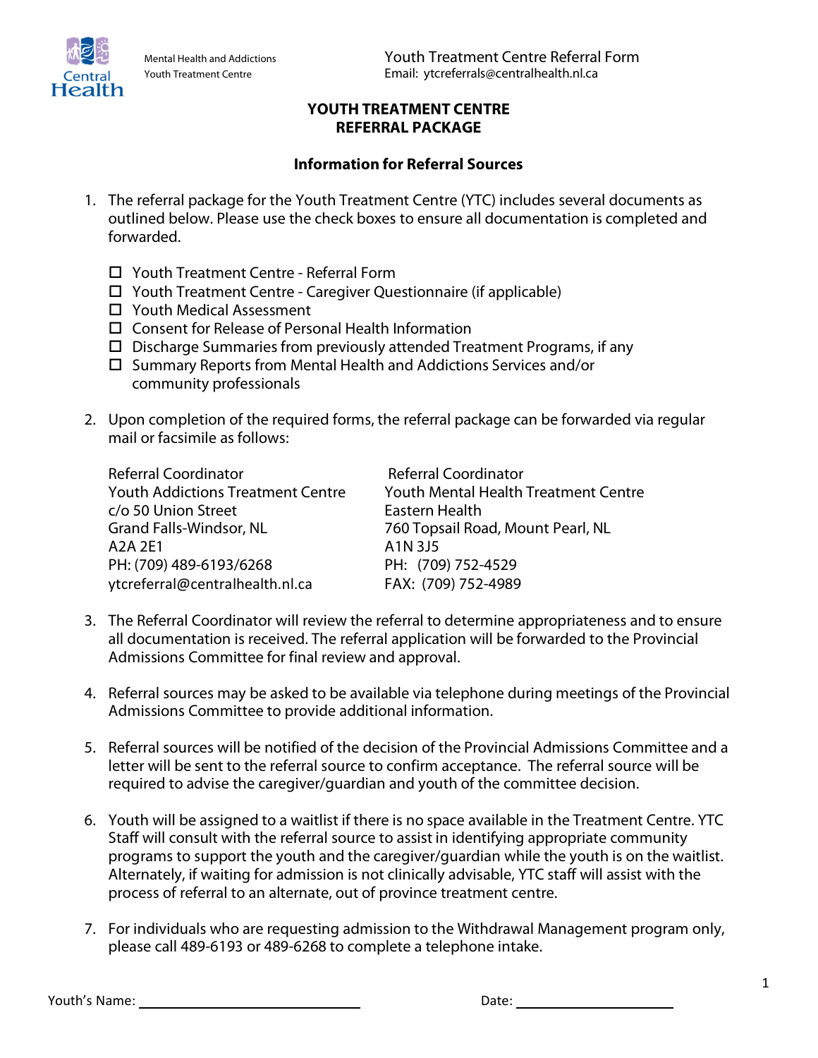Mental Health and Addictions
Youth Treatment Centre

Youth Treatment Centre Referral Form
Email: ytcreferrals@centralhealth.nl.ca

# YOUTH TREATMENT CENTRE REFERRAL PACKAGE

## Information for Referral Sources

1. The referral package for the Youth Treatment Centre (YTC) includes several documents as outlined below. Please use the check boxes to ensure all documentation is completed and forwarded.

   - ☐ Youth Treatment Centre - Referral Form
   - ☐ Youth Treatment Centre - Caregiver Questionnaire (if applicable)
   - ☐ Youth Medical Assessment
   - ☐ Consent for Release of Personal Health Information
   - ☐ Discharge Summaries from previously attended Treatment Programs, if any
   - ☐ Summary Reports from Mental Health and Addictions Services and/or community professionals

2. Upon completion of the required forms, the referral package can be forwarded via regular mail or facsimile as follows:

   Referral Coordinator
   Youth Addictions Treatment Centre
   c/o 50 Union Street
   Grand Falls-Windsor, NL
   A2A 2E1
   PH: (709) 489-6193/6268
   ytcreferral@centralhealth.nl.ca

   Referral Coordinator
   Youth Mental Health Treatment Centre
   Eastern Health
   760 Topsail Road, Mount Pearl, NL
   A1N 3J5
   PH: (709) 752-4529
   FAX: (709) 752-4989

3. The Referral Coordinator will review the referral to determine appropriateness and to ensure all documentation is received. The referral application will be forwarded to the Provincial Admissions Committee for final review and approval.

4. Referral sources may be asked to be available via telephone during meetings of the Provincial Admissions Committee to provide additional information.

5. Referral sources will be notified of the decision of the Provincial Admissions Committee and a letter will be sent to the referral source to confirm acceptance. The referral source will be required to advise the caregiver/guardian and youth of the committee decision.

6. Youth will be assigned to a waitlist if there is no space available in the Treatment Centre. YTC Staff will consult with the referral source to assist in identifying appropriate community programs to support the youth and the caregiver/guardian while the youth is on the waitlist. Alternately, if waiting for admission is not clinically advisable, YTC staff will assist with the process of referral to an alternate, out of province treatment centre.

7. For individuals who are requesting admission to the Withdrawal Management program only, please call 489-6193 or 489-6268 to complete a telephone intake.

Youth's Name: ______________________ Date: ________________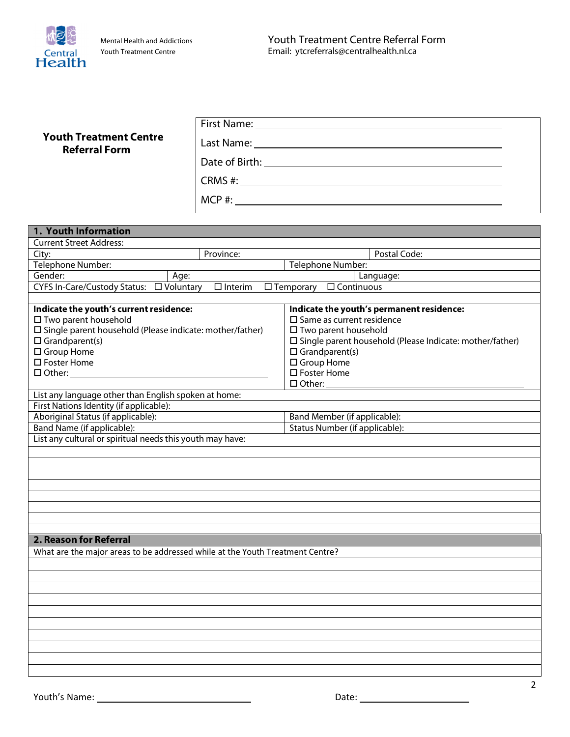Mental Health and Addictions
Youth Treatment Centre

Youth Treatment Centre Referral Form
Email: ytcreferrals@centralhealth.nl.ca

**Youth Treatment Centre Referral Form**

First Name: ______________________

Last Name: ______________________

Date of Birth: ______________________

CRMS #: ______________________

MCP #: ______________________

## 1. Youth Information

| Current Street Address: | | | |
|---|---|---|---|
| City: | Province: | | Postal Code: |
| Telephone Number: | | Telephone Number: | |
| Gender: | Age: | | Language: |
| CYFS In-Care/Custody Status: ☐ Voluntary ☐ Interim ☐ Temporary ☐ Continuous | | | |

| **Indicate the youth's current residence:** | **Indicate the youth's permanent residence:** |
|---|---|
| ☐ Two parent household<br>☐ Single parent household (Please indicate: mother/father)<br>☐ Grandparent(s)<br>☐ Group Home<br>☐ Foster Home<br>☐ Other: ______________ | ☐ Same as current residence<br>☐ Two parent household<br>☐ Single parent household (Please Indicate: mother/father)<br>☐ Grandparent(s)<br>☐ Group Home<br>☐ Foster Home<br>☐ Other: ______________ |

| List any language other than English spoken at home: | |
|---|---|
| First Nations Identity (if applicable): | |
| Aboriginal Status (if applicable): | Band Member (if applicable): |
| Band Name (if applicable): | Status Number (if applicable): |
| List any cultural or spiritual needs this youth may have: | |

## 2. Reason for Referral

What are the major areas to be addressed while at the Youth Treatment Centre?

Youth's Name: ______________________ Date: ______________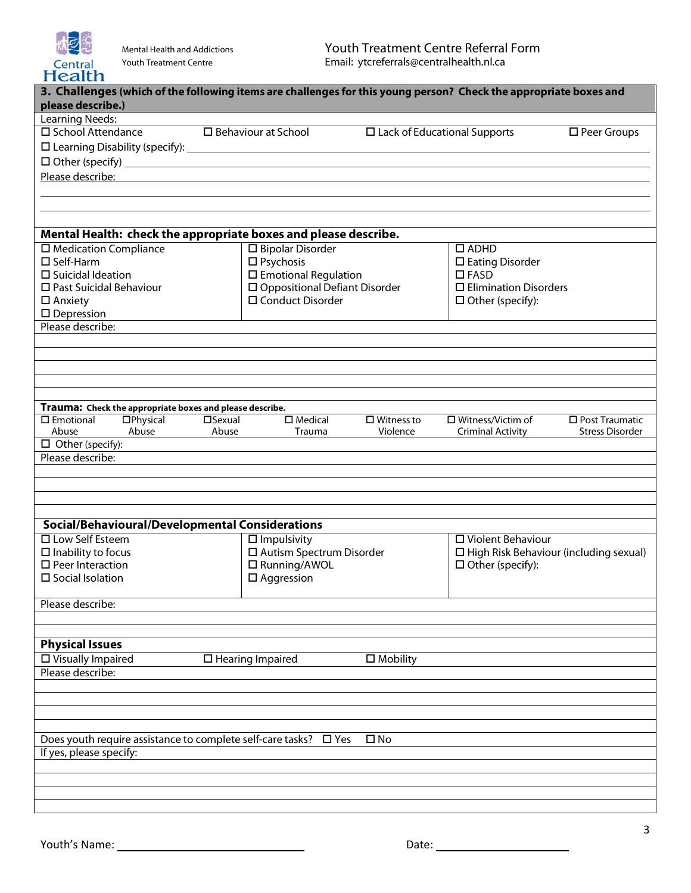Mental Health and Addictions
Youth Treatment Centre

# Youth Treatment Centre Referral Form

Email: ytcreferrals@centralhealth.nl.ca

## 3. Challenges (which of the following items are challenges for this young person? Check the appropriate boxes and please describe.)

**Learning Needs:**

☐ School Attendance ☐ Behaviour at School ☐ Lack of Educational Supports ☐ Peer Groups

☐ Learning Disability (specify): ____________________

☐ Other (specify) ____________________

Please describe: ____________________

### Mental Health: check the appropriate boxes and please describe.

| | | |
|---|---|---|
| ☐ Medication Compliance | ☐ Bipolar Disorder | ☐ ADHD |
| ☐ Self-Harm | ☐ Psychosis | ☐ Eating Disorder |
| ☐ Suicidal Ideation | ☐ Emotional Regulation | ☐ FASD |
| ☐ Past Suicidal Behaviour | ☐ Oppositional Defiant Disorder | ☐ Elimination Disorders |
| ☐ Anxiety | ☐ Conduct Disorder | ☐ Other (specify): |
| ☐ Depression | | |

Please describe: ____________________

### Trauma: Check the appropriate boxes and please describe.

☐ Emotional Abuse ☐ Physical Abuse ☐ Sexual Abuse ☐ Medical Trauma ☐ Witness to Violence ☐ Witness/Victim of Criminal Activity ☐ Post Traumatic Stress Disorder

☐ Other (specify):

Please describe: ____________________

### Social/Behavioural/Developmental Considerations

| | | |
|---|---|---|
| ☐ Low Self Esteem | ☐ Impulsivity | ☐ Violent Behaviour |
| ☐ Inability to focus | ☐ Autism Spectrum Disorder | ☐ High Risk Behaviour (including sexual) |
| ☐ Peer Interaction | ☐ Running/AWOL | ☐ Other (specify): |
| ☐ Social Isolation | ☐ Aggression | |

Please describe: ____________________

### Physical Issues

☐ Visually Impaired ☐ Hearing Impaired ☐ Mobility

Please describe: ____________________

Does youth require assistance to complete self-care tasks? ☐ Yes ☐ No

If yes, please specify: ____________________

Youth's Name: ____________________ Date: ____________________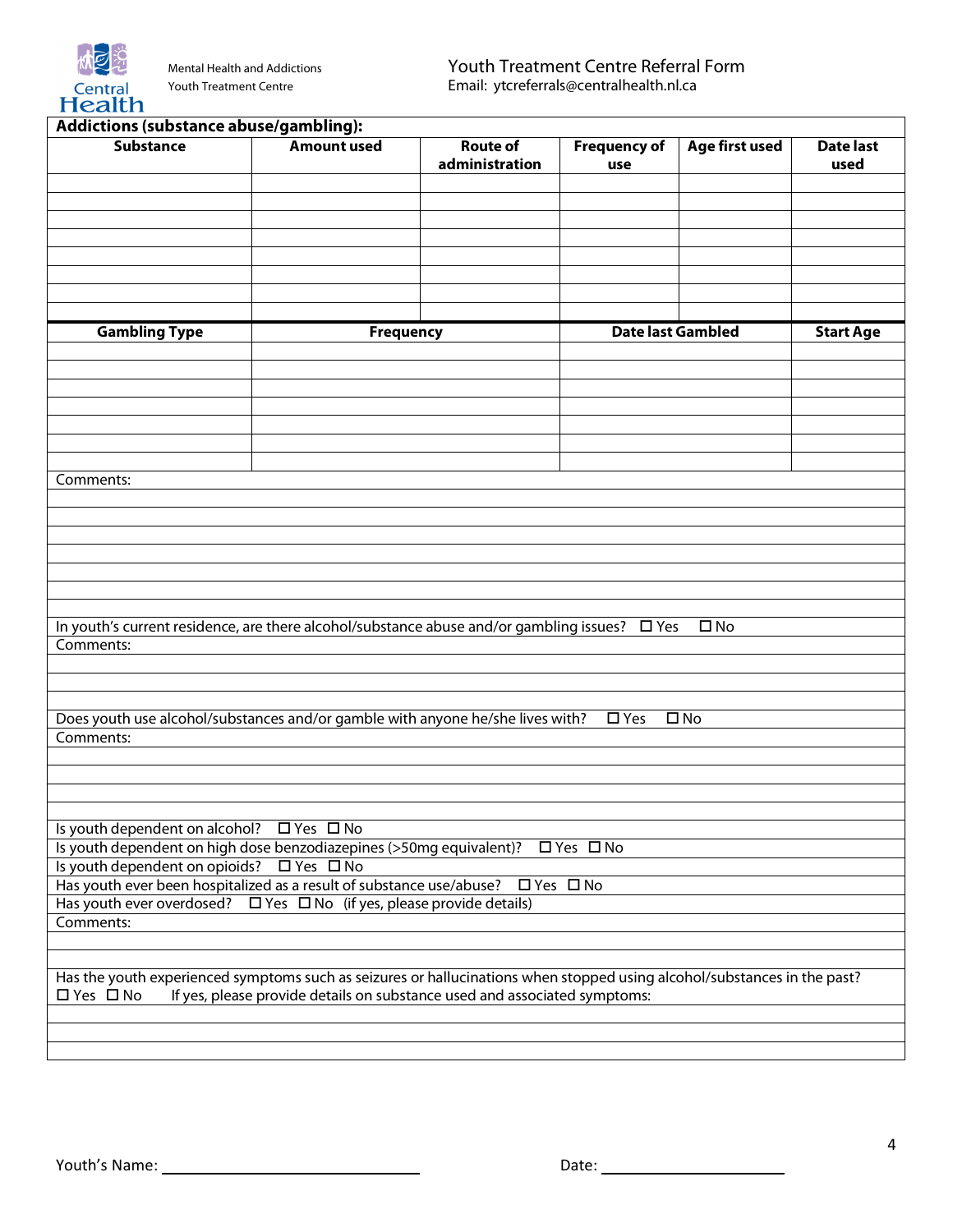Mental Health and Addictions
Youth Treatment Centre

# Youth Treatment Centre Referral Form

Email: ytcreferrals@centralhealth.nl.ca

## Addictions (substance abuse/gambling):

| Substance | Amount used | Route of administration | Frequency of use | Age first used | Date last used |
|---|---|---|---|---|---|
| | | | | | |
| | | | | | |
| | | | | | |
| | | | | | |
| | | | | | |
| | | | | | |
| | | | | | |
| | | | | | |

| Gambling Type | Frequency | Date last Gambled | Start Age |
|---|---|---|---|
| | | | |
| | | | |
| | | | |
| | | | |
| | | | |
| | | | |
| | | | |

Comments:

In youth's current residence, are there alcohol/substance abuse and/or gambling issues? ☐ Yes ☐ No

Comments:

Does youth use alcohol/substances and/or gamble with anyone he/she lives with? ☐ Yes ☐ No

Comments:

Is youth dependent on alcohol? ☐ Yes ☐ No

Is youth dependent on high dose benzodiazepines (>50mg equivalent)? ☐ Yes ☐ No

Is youth dependent on opioids? ☐ Yes ☐ No

Has youth ever been hospitalized as a result of substance use/abuse? ☐ Yes ☐ No

Has youth ever overdosed? ☐ Yes ☐ No (if yes, please provide details)

Comments:

Has the youth experienced symptoms such as seizures or hallucinations when stopped using alcohol/substances in the past?
☐ Yes ☐ No If yes, please provide details on substance used and associated symptoms:

Youth's Name: ______________________ Date: ________________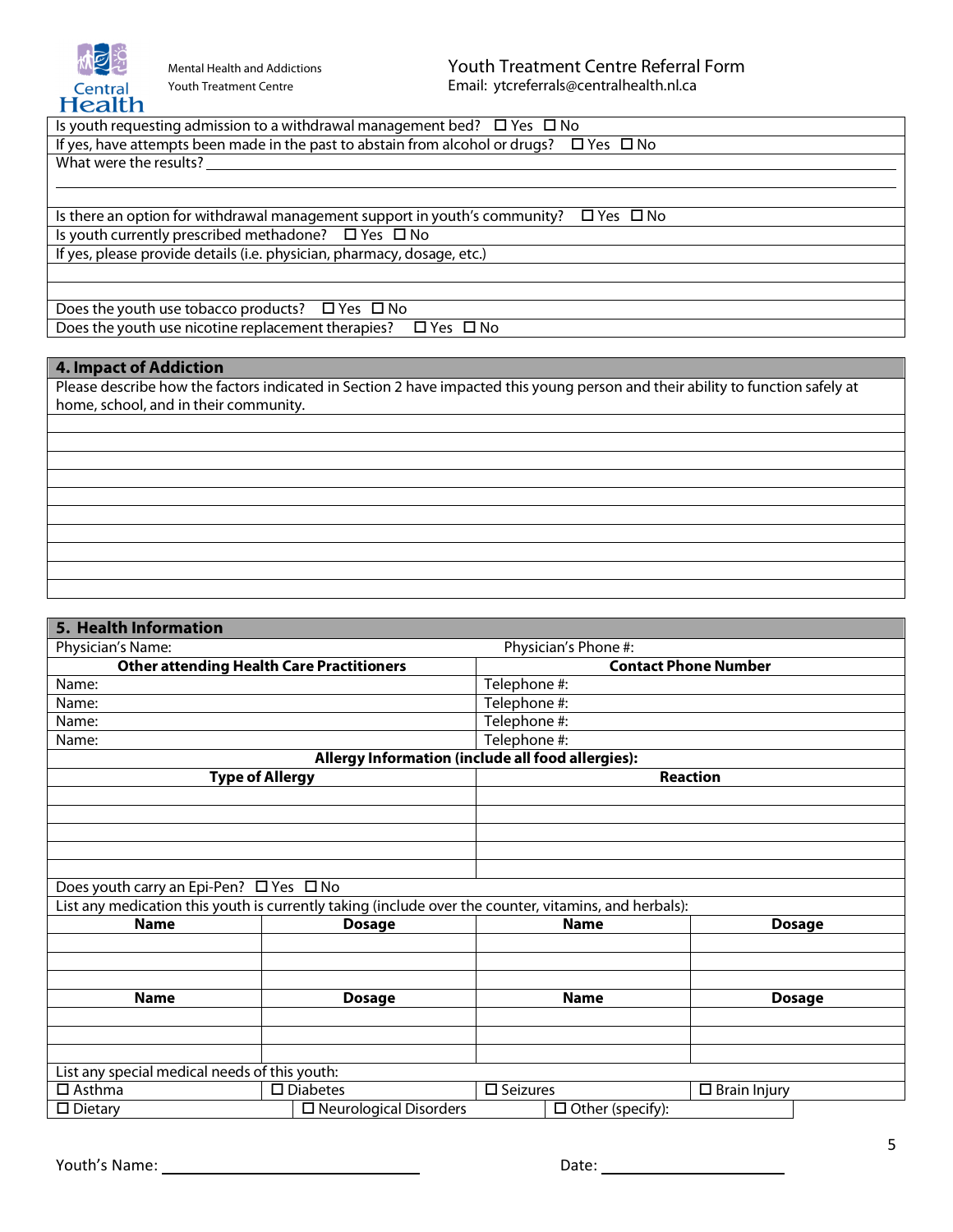Mental Health and Addictions
Youth Treatment Centre

Youth Treatment Centre Referral Form
Email: ytcreferrals@centralhealth.nl.ca

Is youth requesting admission to a withdrawal management bed? ☐ Yes ☐ No

If yes, have attempts been made in the past to abstain from alcohol or drugs? ☐ Yes ☐ No

What were the results? ______________________________

Is there an option for withdrawal management support in youth's community? ☐ Yes ☐ No

Is youth currently prescribed methadone? ☐ Yes ☐ No

If yes, please provide details (i.e. physician, pharmacy, dosage, etc.)

Does the youth use tobacco products? ☐ Yes ☐ No

Does the youth use nicotine replacement therapies? ☐ Yes ☐ No

## 4. Impact of Addiction

Please describe how the factors indicated in Section 2 have impacted this young person and their ability to function safely at home, school, and in their community.

## 5. Health Information

Physician's Name: | Physician's Phone #:

| Other attending Health Care Practitioners | Contact Phone Number |
|---|---|
| Name: | Telephone #: |
| Name: | Telephone #: |
| Name: | Telephone #: |
| Name: | Telephone #: |

**Allergy Information (include all food allergies):**

| Type of Allergy | Reaction |
|---|---|
| | |
| | |
| | |
| | |
| | |

Does youth carry an Epi-Pen? ☐ Yes ☐ No

List any medication this youth is currently taking (include over the counter, vitamins, and herbals):

| Name | Dosage | Name | Dosage |
|---|---|---|---|
| | | | |
| | | | |
| | | | |
| **Name** | **Dosage** | **Name** | **Dosage** |
| | | | |
| | | | |
| | | | |

List any special medical needs of this youth:

| ☐ Asthma | ☐ Diabetes | ☐ Seizures | ☐ Brain Injury |
|---|---|---|---|
| ☐ Dietary | ☐ Neurological Disorders | ☐ Other (specify): | |

Youth's Name: ______________________ Date: ________________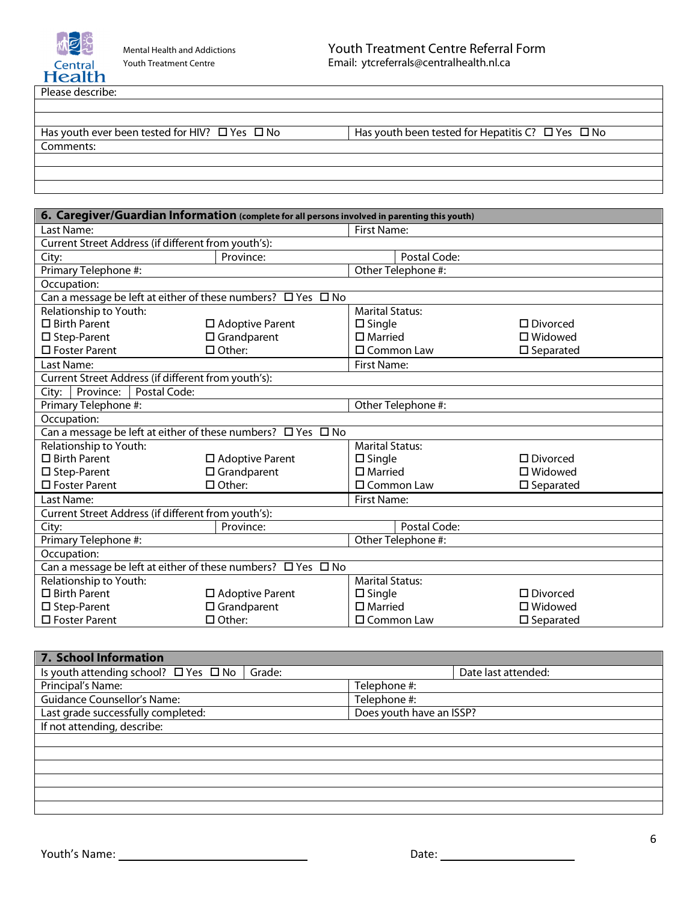Mental Health and Addictions
Youth Treatment Centre

Youth Treatment Centre Referral Form
Email: ytcreferrals@centralhealth.nl.ca

| Please describe: | |
|---|---|
| | |
| | |
| Has youth ever been tested for HIV? ☐ Yes ☐ No | Has youth been tested for Hepatitis C? ☐ Yes ☐ No |
| Comments: | |
| | |
| | |
| | |

## 6. Caregiver/Guardian Information (complete for all persons involved in parenting this youth)

| | | | |
|---|---|---|---|
| Last Name: | | First Name: | |
| Current Street Address (if different from youth's): | | | |
| City: | Province: | Postal Code: | |
| Primary Telephone #: | | Other Telephone #: | |
| Occupation: | | | |
| Can a message be left at either of these numbers? ☐ Yes ☐ No | | | |
| Relationship to Youth: | | Marital Status: | |
| ☐ Birth Parent | ☐ Adoptive Parent | ☐ Single | ☐ Divorced |
| ☐ Step-Parent | ☐ Grandparent | ☐ Married | ☐ Widowed |
| ☐ Foster Parent | ☐ Other: | ☐ Common Law | ☐ Separated |
| Last Name: | | First Name: | |
| Current Street Address (if different from youth's): | | | |
| City: | Province: | Postal Code: | |
| Primary Telephone #: | | Other Telephone #: | |
| Occupation: | | | |
| Can a message be left at either of these numbers? ☐ Yes ☐ No | | | |
| Relationship to Youth: | | Marital Status: | |
| ☐ Birth Parent | ☐ Adoptive Parent | ☐ Single | ☐ Divorced |
| ☐ Step-Parent | ☐ Grandparent | ☐ Married | ☐ Widowed |
| ☐ Foster Parent | ☐ Other: | ☐ Common Law | ☐ Separated |
| Last Name: | | First Name: | |
| Current Street Address (if different from youth's): | | | |
| City: | Province: | Postal Code: | |
| Primary Telephone #: | | Other Telephone #: | |
| Occupation: | | | |
| Can a message be left at either of these numbers? ☐ Yes ☐ No | | | |
| Relationship to Youth: | | Marital Status: | |
| ☐ Birth Parent | ☐ Adoptive Parent | ☐ Single | ☐ Divorced |
| ☐ Step-Parent | ☐ Grandparent | ☐ Married | ☐ Widowed |
| ☐ Foster Parent | ☐ Other: | ☐ Common Law | ☐ Separated |

## 7. School Information

| | | |
|---|---|---|
| Is youth attending school? ☐ Yes ☐ No | Grade: | Date last attended: |
| Principal's Name: | Telephone #: | |
| Guidance Counsellor's Name: | Telephone #: | |
| Last grade successfully completed: | Does youth have an ISSP? | |
| If not attending, describe: | | |
| | | |
| | | |
| | | |
| | | |
| | | |

Youth's Name: ______________________ Date: ________________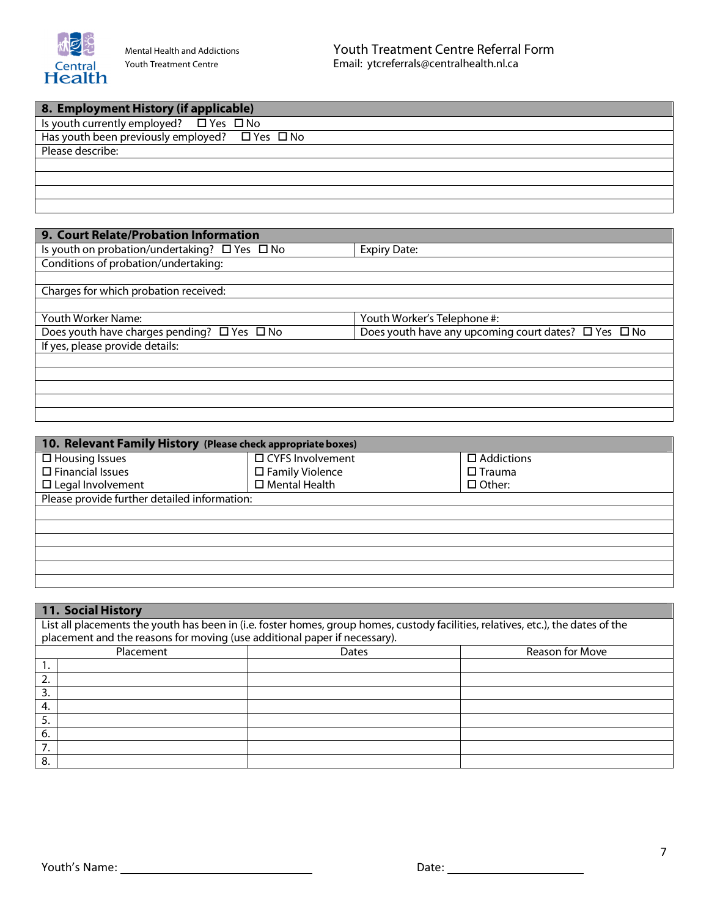Mental Health and Addictions
Youth Treatment Centre

Youth Treatment Centre Referral Form
Email: ytcreferrals@centralhealth.nl.ca

## 8. Employment History (if applicable)

Is youth currently employed? ☐ Yes ☐ No

Has youth been previously employed? ☐ Yes ☐ No

Please describe:

## 9. Court Relate/Probation Information

| Is youth on probation/undertaking? ☐ Yes ☐ No | Expiry Date: |
|---|---|
| Conditions of probation/undertaking: | |
| | |
| Charges for which probation received: | |
| | |
| Youth Worker Name: | Youth Worker's Telephone #: |
| Does youth have charges pending? ☐ Yes ☐ No | Does youth have any upcoming court dates? ☐ Yes ☐ No |

If yes, please provide details:

## 10. Relevant Family History (Please check appropriate boxes)

| | | |
|---|---|---|
| ☐ Housing Issues | ☐ CYFS Involvement | ☐ Addictions |
| ☐ Financial Issues | ☐ Family Violence | ☐ Trauma |
| ☐ Legal Involvement | ☐ Mental Health | ☐ Other: |

Please provide further detailed information:

## 11. Social History

List all placements the youth has been in (i.e. foster homes, group homes, custody facilities, relatives, etc.), the dates of the placement and the reasons for moving (use additional paper if necessary).

| | Placement | Dates | Reason for Move |
|---|---|---|---|
| 1. | | | |
| 2. | | | |
| 3. | | | |
| 4. | | | |
| 5. | | | |
| 6. | | | |
| 7. | | | |
| 8. | | | |

Youth's Name: ____________________ Date: ________________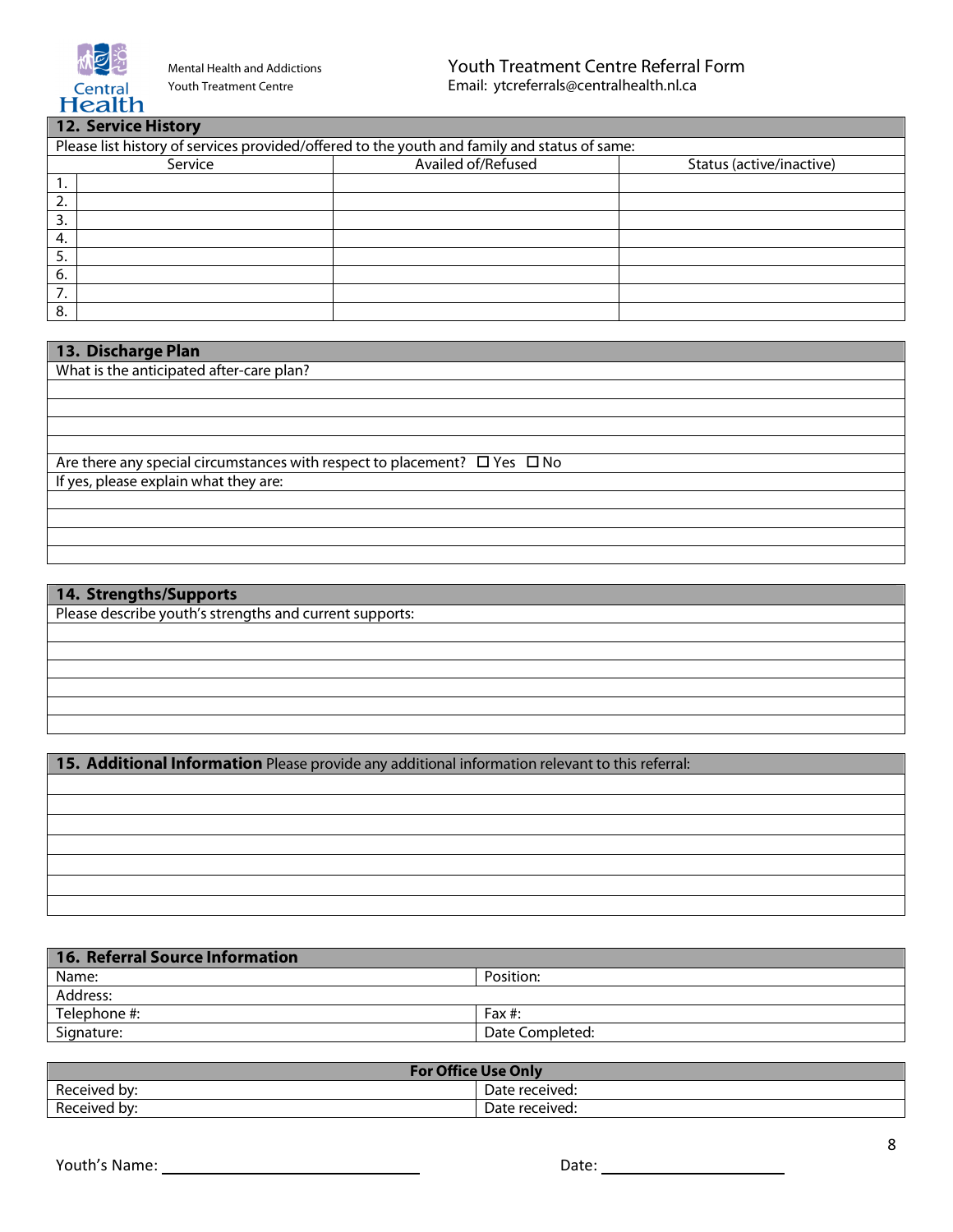Mental Health and Addictions
Youth Treatment Centre

# Youth Treatment Centre Referral Form

Email: ytcreferrals@centralhealth.nl.ca

## 12. Service History

Please list history of services provided/offered to the youth and family and status of same:

| | Service | Availed of/Refused | Status (active/inactive) |
|---|---|---|---|
| 1. | | | |
| 2. | | | |
| 3. | | | |
| 4. | | | |
| 5. | | | |
| 6. | | | |
| 7. | | | |
| 8. | | | |

## 13. Discharge Plan

What is the anticipated after-care plan?

Are there any special circumstances with respect to placement? ☐ Yes ☐ No

If yes, please explain what they are:

## 14. Strengths/Supports

Please describe youth's strengths and current supports:

## 15. Additional Information

Please provide any additional information relevant to this referral:

## 16. Referral Source Information

| | |
|---|---|
| Name: | Position: |
| Address: | |
| Telephone #: | Fax #: |
| Signature: | Date Completed: |

| For Office Use Only | |
|---|---|
| Received by: | Date received: |
| Received by: | Date received: |

Youth's Name: ______________________ Date: ________________